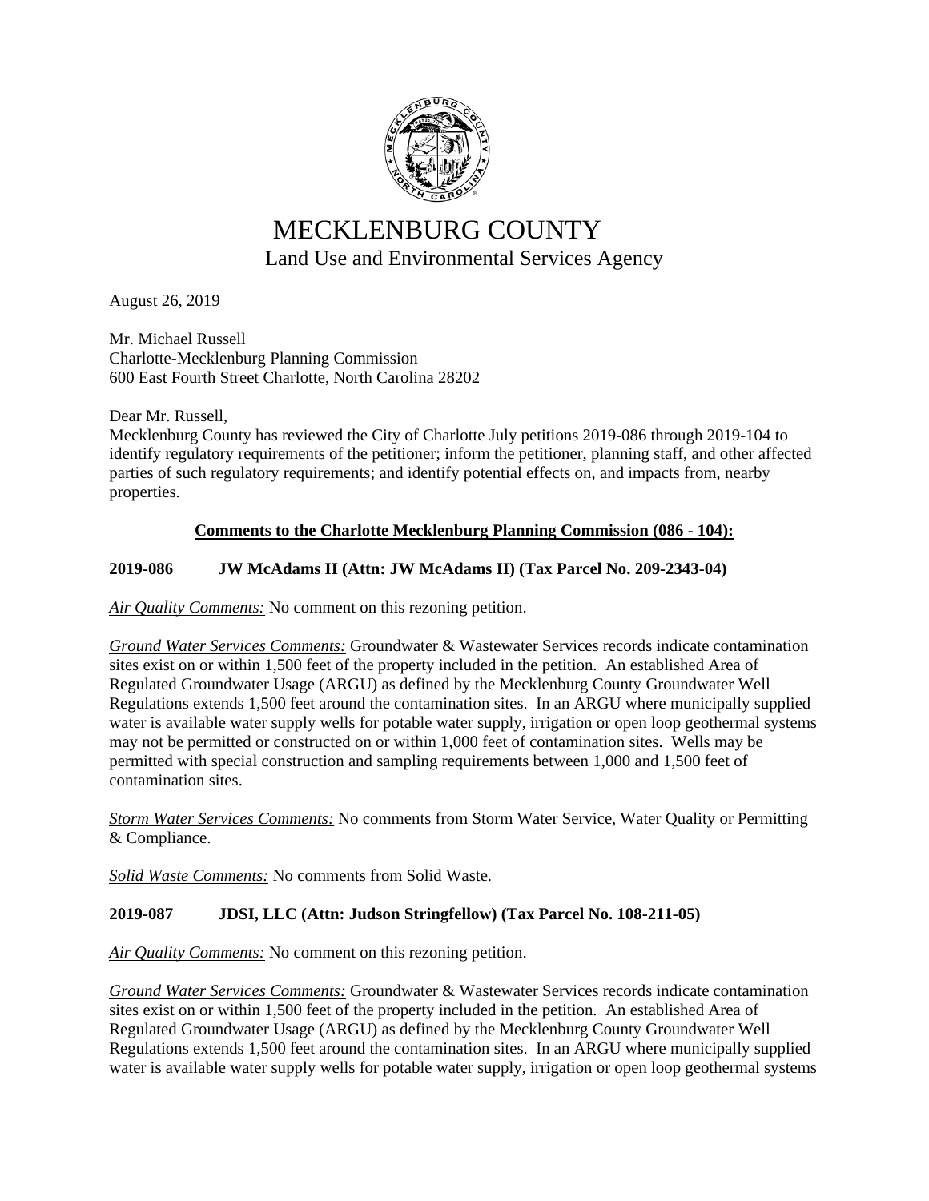# MECKLENBURG COUNTY

Land Use and Environmental Services Agency

August 26, 2019

Mr. Michael Russell
Charlotte-Mecklenburg Planning Commission
600 East Fourth Street Charlotte, North Carolina 28202

Dear Mr. Russell,
Mecklenburg County has reviewed the City of Charlotte July petitions 2019-086 through 2019-104 to identify regulatory requirements of the petitioner; inform the petitioner, planning staff, and other affected parties of such regulatory requirements; and identify potential effects on, and impacts from, nearby properties.

**Comments to the Charlotte Mecklenburg Planning Commission (086 - 104):**

**2019-086 JW McAdams II (Attn: JW McAdams II) (Tax Parcel No. 209-2343-04)**

*Air Quality Comments:* No comment on this rezoning petition.

*Ground Water Services Comments:* Groundwater & Wastewater Services records indicate contamination sites exist on or within 1,500 feet of the property included in the petition. An established Area of Regulated Groundwater Usage (ARGU) as defined by the Mecklenburg County Groundwater Well Regulations extends 1,500 feet around the contamination sites. In an ARGU where municipally supplied water is available water supply wells for potable water supply, irrigation or open loop geothermal systems may not be permitted or constructed on or within 1,000 feet of contamination sites. Wells may be permitted with special construction and sampling requirements between 1,000 and 1,500 feet of contamination sites.

*Storm Water Services Comments:* No comments from Storm Water Service, Water Quality or Permitting & Compliance.

*Solid Waste Comments:* No comments from Solid Waste.

**2019-087 JDSI, LLC (Attn: Judson Stringfellow) (Tax Parcel No. 108-211-05)**

*Air Quality Comments:* No comment on this rezoning petition.

*Ground Water Services Comments:* Groundwater & Wastewater Services records indicate contamination sites exist on or within 1,500 feet of the property included in the petition. An established Area of Regulated Groundwater Usage (ARGU) as defined by the Mecklenburg County Groundwater Well Regulations extends 1,500 feet around the contamination sites. In an ARGU where municipally supplied water is available water supply wells for potable water supply, irrigation or open loop geothermal systems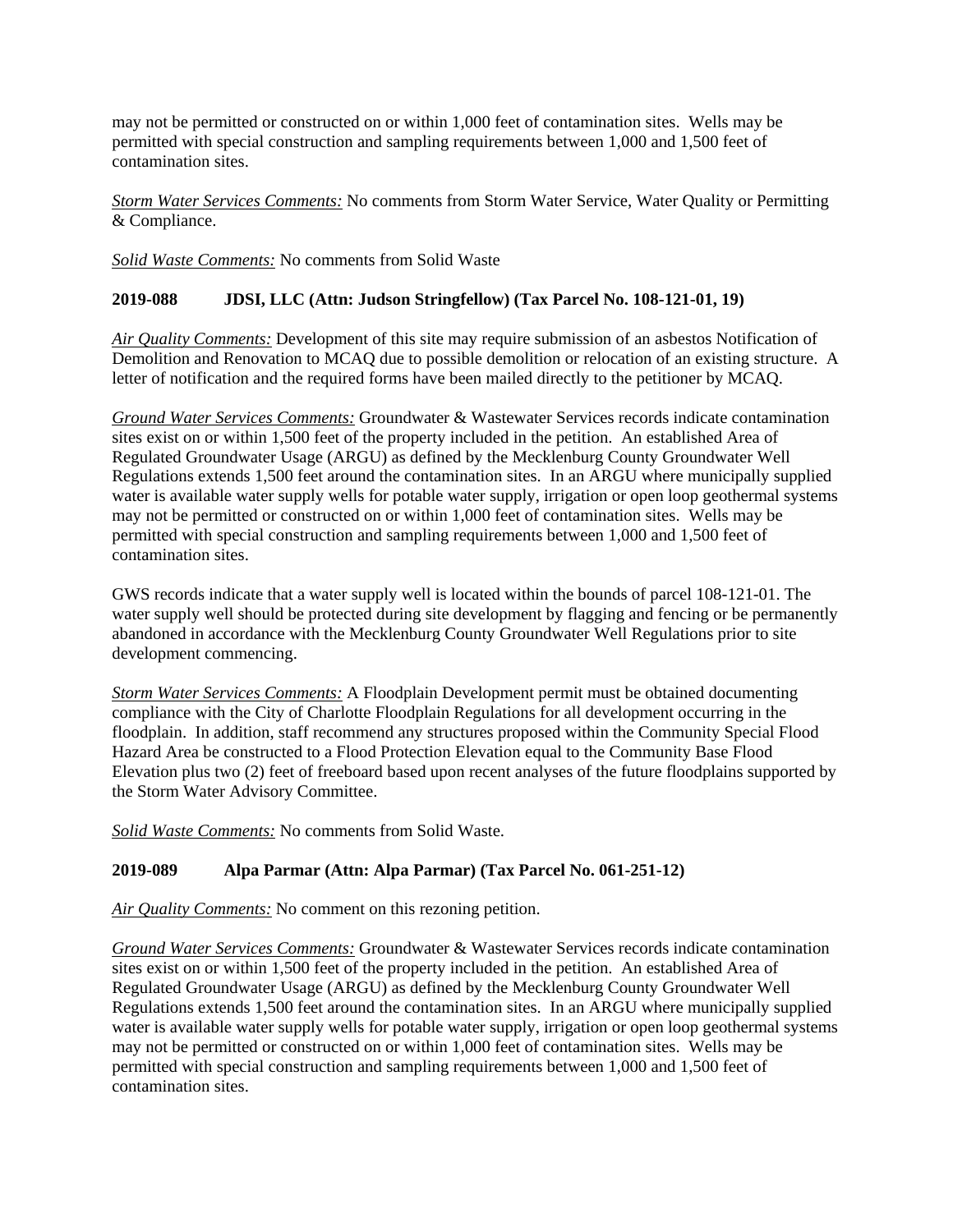may not be permitted or constructed on or within 1,000 feet of contamination sites. Wells may be permitted with special construction and sampling requirements between 1,000 and 1,500 feet of contamination sites.

*Storm Water Services Comments:* No comments from Storm Water Service, Water Quality or Permitting & Compliance.

*Solid Waste Comments:* No comments from Solid Waste

**2019-088 JDSI, LLC (Attn: Judson Stringfellow) (Tax Parcel No. 108-121-01, 19)**

*Air Quality Comments:* Development of this site may require submission of an asbestos Notification of Demolition and Renovation to MCAQ due to possible demolition or relocation of an existing structure. A letter of notification and the required forms have been mailed directly to the petitioner by MCAQ.

*Ground Water Services Comments:* Groundwater & Wastewater Services records indicate contamination sites exist on or within 1,500 feet of the property included in the petition. An established Area of Regulated Groundwater Usage (ARGU) as defined by the Mecklenburg County Groundwater Well Regulations extends 1,500 feet around the contamination sites. In an ARGU where municipally supplied water is available water supply wells for potable water supply, irrigation or open loop geothermal systems may not be permitted or constructed on or within 1,000 feet of contamination sites. Wells may be permitted with special construction and sampling requirements between 1,000 and 1,500 feet of contamination sites.

GWS records indicate that a water supply well is located within the bounds of parcel 108-121-01. The water supply well should be protected during site development by flagging and fencing or be permanently abandoned in accordance with the Mecklenburg County Groundwater Well Regulations prior to site development commencing.

*Storm Water Services Comments:* A Floodplain Development permit must be obtained documenting compliance with the City of Charlotte Floodplain Regulations for all development occurring in the floodplain. In addition, staff recommend any structures proposed within the Community Special Flood Hazard Area be constructed to a Flood Protection Elevation equal to the Community Base Flood Elevation plus two (2) feet of freeboard based upon recent analyses of the future floodplains supported by the Storm Water Advisory Committee.

*Solid Waste Comments:* No comments from Solid Waste.

**2019-089 Alpa Parmar (Attn: Alpa Parmar) (Tax Parcel No. 061-251-12)**

*Air Quality Comments:* No comment on this rezoning petition.

*Ground Water Services Comments:* Groundwater & Wastewater Services records indicate contamination sites exist on or within 1,500 feet of the property included in the petition. An established Area of Regulated Groundwater Usage (ARGU) as defined by the Mecklenburg County Groundwater Well Regulations extends 1,500 feet around the contamination sites. In an ARGU where municipally supplied water is available water supply wells for potable water supply, irrigation or open loop geothermal systems may not be permitted or constructed on or within 1,000 feet of contamination sites. Wells may be permitted with special construction and sampling requirements between 1,000 and 1,500 feet of contamination sites.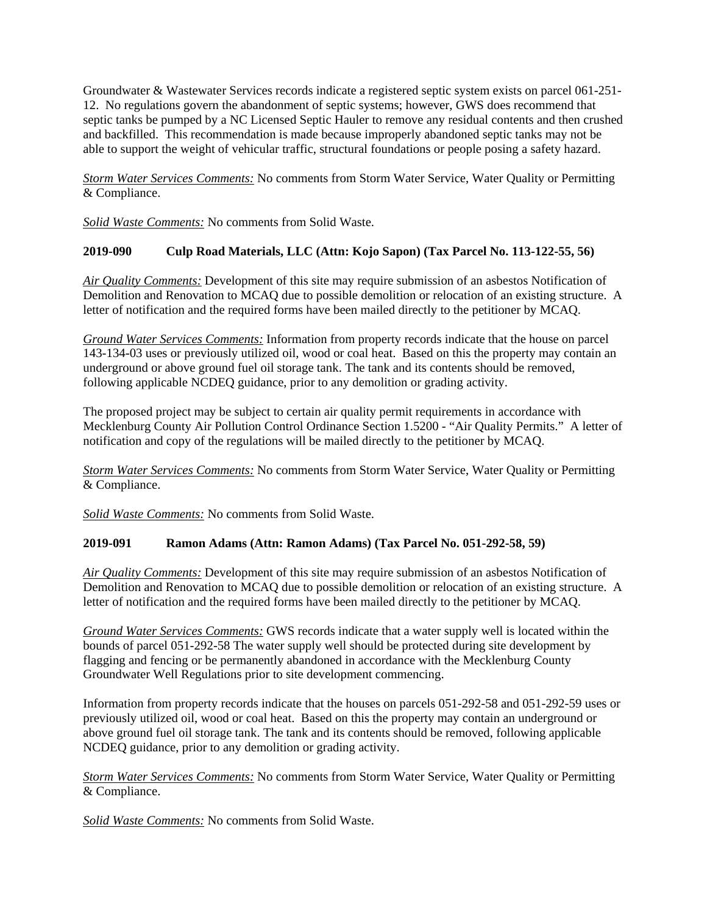Groundwater & Wastewater Services records indicate a registered septic system exists on parcel 061-251-12. No regulations govern the abandonment of septic systems; however, GWS does recommend that septic tanks be pumped by a NC Licensed Septic Hauler to remove any residual contents and then crushed and backfilled. This recommendation is made because improperly abandoned septic tanks may not be able to support the weight of vehicular traffic, structural foundations or people posing a safety hazard.

*Storm Water Services Comments:* No comments from Storm Water Service, Water Quality or Permitting & Compliance.

*Solid Waste Comments:* No comments from Solid Waste.

**2019-090 Culp Road Materials, LLC (Attn: Kojo Sapon) (Tax Parcel No. 113-122-55, 56)**

*Air Quality Comments:* Development of this site may require submission of an asbestos Notification of Demolition and Renovation to MCAQ due to possible demolition or relocation of an existing structure. A letter of notification and the required forms have been mailed directly to the petitioner by MCAQ.

*Ground Water Services Comments:* Information from property records indicate that the house on parcel 143-134-03 uses or previously utilized oil, wood or coal heat. Based on this the property may contain an underground or above ground fuel oil storage tank. The tank and its contents should be removed, following applicable NCDEQ guidance, prior to any demolition or grading activity.

The proposed project may be subject to certain air quality permit requirements in accordance with Mecklenburg County Air Pollution Control Ordinance Section 1.5200 - "Air Quality Permits." A letter of notification and copy of the regulations will be mailed directly to the petitioner by MCAQ.

*Storm Water Services Comments:* No comments from Storm Water Service, Water Quality or Permitting & Compliance.

*Solid Waste Comments:* No comments from Solid Waste.

**2019-091 Ramon Adams (Attn: Ramon Adams) (Tax Parcel No. 051-292-58, 59)**

*Air Quality Comments:* Development of this site may require submission of an asbestos Notification of Demolition and Renovation to MCAQ due to possible demolition or relocation of an existing structure. A letter of notification and the required forms have been mailed directly to the petitioner by MCAQ.

*Ground Water Services Comments:* GWS records indicate that a water supply well is located within the bounds of parcel 051-292-58 The water supply well should be protected during site development by flagging and fencing or be permanently abandoned in accordance with the Mecklenburg County Groundwater Well Regulations prior to site development commencing.

Information from property records indicate that the houses on parcels 051-292-58 and 051-292-59 uses or previously utilized oil, wood or coal heat. Based on this the property may contain an underground or above ground fuel oil storage tank. The tank and its contents should be removed, following applicable NCDEQ guidance, prior to any demolition or grading activity.

*Storm Water Services Comments:* No comments from Storm Water Service, Water Quality or Permitting & Compliance.

*Solid Waste Comments:* No comments from Solid Waste.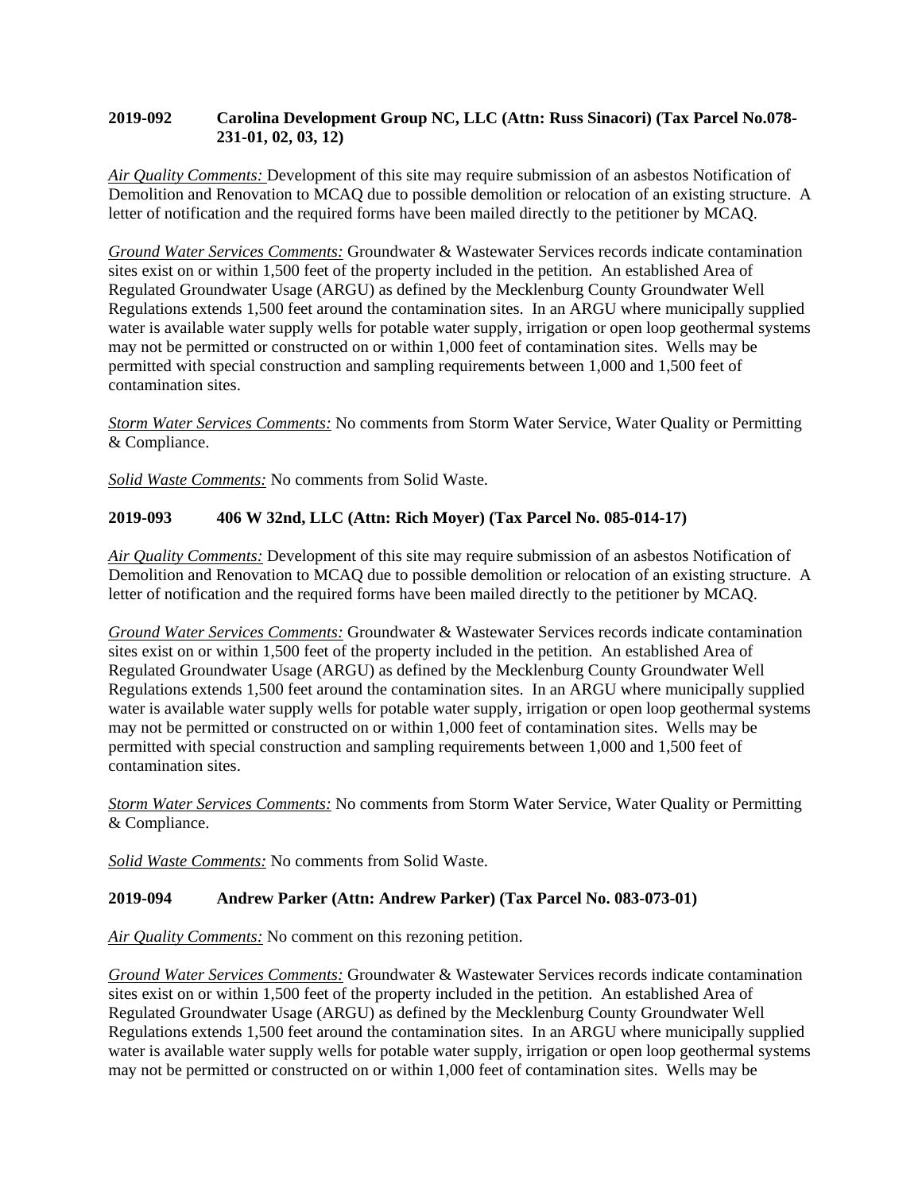**2019-092 Carolina Development Group NC, LLC (Attn: Russ Sinacori) (Tax Parcel No.078-231-01, 02, 03, 12)**

*Air Quality Comments:* Development of this site may require submission of an asbestos Notification of Demolition and Renovation to MCAQ due to possible demolition or relocation of an existing structure. A letter of notification and the required forms have been mailed directly to the petitioner by MCAQ.

*Ground Water Services Comments:* Groundwater & Wastewater Services records indicate contamination sites exist on or within 1,500 feet of the property included in the petition. An established Area of Regulated Groundwater Usage (ARGU) as defined by the Mecklenburg County Groundwater Well Regulations extends 1,500 feet around the contamination sites. In an ARGU where municipally supplied water is available water supply wells for potable water supply, irrigation or open loop geothermal systems may not be permitted or constructed on or within 1,000 feet of contamination sites. Wells may be permitted with special construction and sampling requirements between 1,000 and 1,500 feet of contamination sites.

*Storm Water Services Comments:* No comments from Storm Water Service, Water Quality or Permitting & Compliance.

*Solid Waste Comments:* No comments from Solid Waste.

**2019-093 406 W 32nd, LLC (Attn: Rich Moyer) (Tax Parcel No. 085-014-17)**

*Air Quality Comments:* Development of this site may require submission of an asbestos Notification of Demolition and Renovation to MCAQ due to possible demolition or relocation of an existing structure. A letter of notification and the required forms have been mailed directly to the petitioner by MCAQ.

*Ground Water Services Comments:* Groundwater & Wastewater Services records indicate contamination sites exist on or within 1,500 feet of the property included in the petition. An established Area of Regulated Groundwater Usage (ARGU) as defined by the Mecklenburg County Groundwater Well Regulations extends 1,500 feet around the contamination sites. In an ARGU where municipally supplied water is available water supply wells for potable water supply, irrigation or open loop geothermal systems may not be permitted or constructed on or within 1,000 feet of contamination sites. Wells may be permitted with special construction and sampling requirements between 1,000 and 1,500 feet of contamination sites.

*Storm Water Services Comments:* No comments from Storm Water Service, Water Quality or Permitting & Compliance.

*Solid Waste Comments:* No comments from Solid Waste.

**2019-094 Andrew Parker (Attn: Andrew Parker) (Tax Parcel No. 083-073-01)**

*Air Quality Comments:* No comment on this rezoning petition.

*Ground Water Services Comments:* Groundwater & Wastewater Services records indicate contamination sites exist on or within 1,500 feet of the property included in the petition. An established Area of Regulated Groundwater Usage (ARGU) as defined by the Mecklenburg County Groundwater Well Regulations extends 1,500 feet around the contamination sites. In an ARGU where municipally supplied water is available water supply wells for potable water supply, irrigation or open loop geothermal systems may not be permitted or constructed on or within 1,000 feet of contamination sites. Wells may be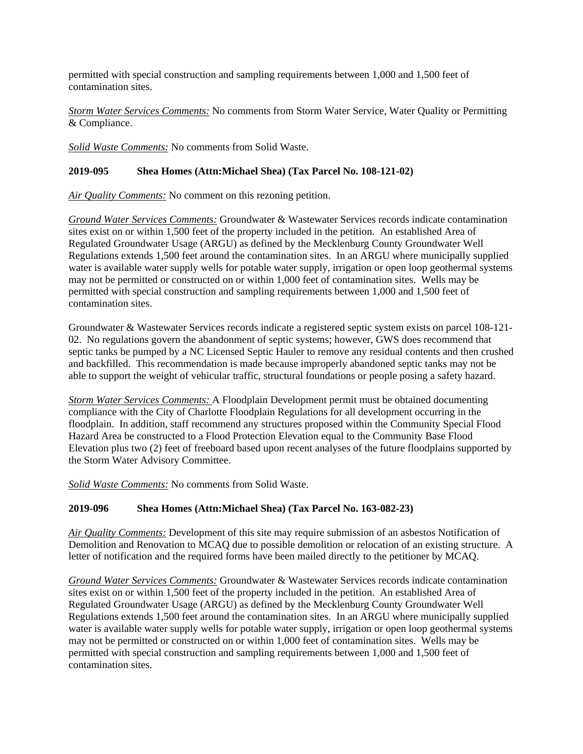permitted with special construction and sampling requirements between 1,000 and 1,500 feet of contamination sites.

*Storm Water Services Comments:* No comments from Storm Water Service, Water Quality or Permitting & Compliance.

*Solid Waste Comments:* No comments from Solid Waste.

**2019-095 Shea Homes (Attn:Michael Shea) (Tax Parcel No. 108-121-02)**

*Air Quality Comments:* No comment on this rezoning petition.

*Ground Water Services Comments:* Groundwater & Wastewater Services records indicate contamination sites exist on or within 1,500 feet of the property included in the petition. An established Area of Regulated Groundwater Usage (ARGU) as defined by the Mecklenburg County Groundwater Well Regulations extends 1,500 feet around the contamination sites. In an ARGU where municipally supplied water is available water supply wells for potable water supply, irrigation or open loop geothermal systems may not be permitted or constructed on or within 1,000 feet of contamination sites. Wells may be permitted with special construction and sampling requirements between 1,000 and 1,500 feet of contamination sites.

Groundwater & Wastewater Services records indicate a registered septic system exists on parcel 108-121-02. No regulations govern the abandonment of septic systems; however, GWS does recommend that septic tanks be pumped by a NC Licensed Septic Hauler to remove any residual contents and then crushed and backfilled. This recommendation is made because improperly abandoned septic tanks may not be able to support the weight of vehicular traffic, structural foundations or people posing a safety hazard.

*Storm Water Services Comments:* A Floodplain Development permit must be obtained documenting compliance with the City of Charlotte Floodplain Regulations for all development occurring in the floodplain. In addition, staff recommend any structures proposed within the Community Special Flood Hazard Area be constructed to a Flood Protection Elevation equal to the Community Base Flood Elevation plus two (2) feet of freeboard based upon recent analyses of the future floodplains supported by the Storm Water Advisory Committee.

*Solid Waste Comments:* No comments from Solid Waste.

**2019-096 Shea Homes (Attn:Michael Shea) (Tax Parcel No. 163-082-23)**

*Air Quality Comments:* Development of this site may require submission of an asbestos Notification of Demolition and Renovation to MCAQ due to possible demolition or relocation of an existing structure. A letter of notification and the required forms have been mailed directly to the petitioner by MCAQ.

*Ground Water Services Comments:* Groundwater & Wastewater Services records indicate contamination sites exist on or within 1,500 feet of the property included in the petition. An established Area of Regulated Groundwater Usage (ARGU) as defined by the Mecklenburg County Groundwater Well Regulations extends 1,500 feet around the contamination sites. In an ARGU where municipally supplied water is available water supply wells for potable water supply, irrigation or open loop geothermal systems may not be permitted or constructed on or within 1,000 feet of contamination sites. Wells may be permitted with special construction and sampling requirements between 1,000 and 1,500 feet of contamination sites.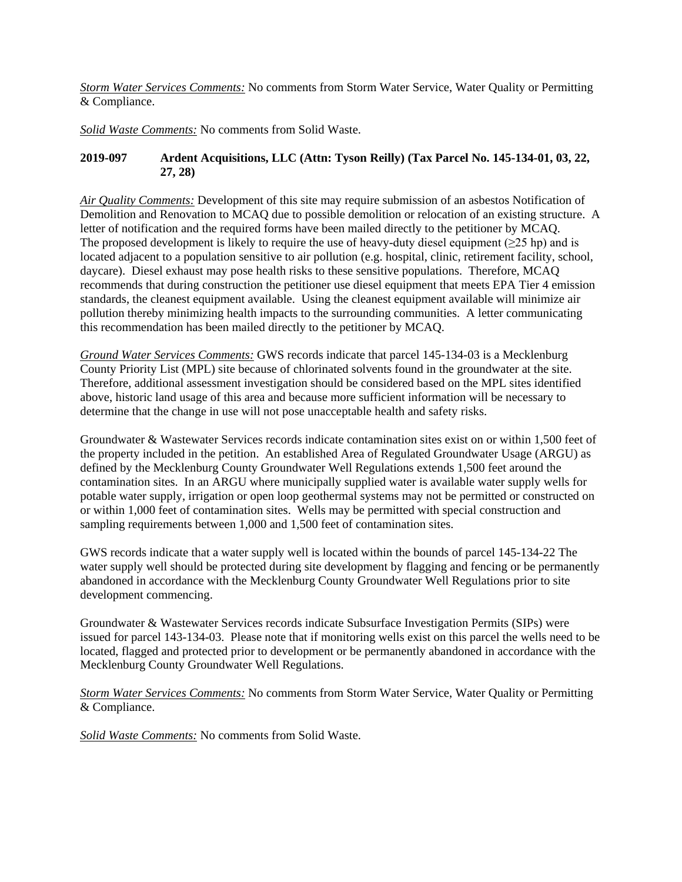*Storm Water Services Comments:* No comments from Storm Water Service, Water Quality or Permitting & Compliance.

*Solid Waste Comments:* No comments from Solid Waste.

**2019-097 Ardent Acquisitions, LLC (Attn: Tyson Reilly) (Tax Parcel No. 145-134-01, 03, 22, 27, 28)**

*Air Quality Comments:* Development of this site may require submission of an asbestos Notification of Demolition and Renovation to MCAQ due to possible demolition or relocation of an existing structure. A letter of notification and the required forms have been mailed directly to the petitioner by MCAQ. The proposed development is likely to require the use of heavy-duty diesel equipment (≥25 hp) and is located adjacent to a population sensitive to air pollution (e.g. hospital, clinic, retirement facility, school, daycare). Diesel exhaust may pose health risks to these sensitive populations. Therefore, MCAQ recommends that during construction the petitioner use diesel equipment that meets EPA Tier 4 emission standards, the cleanest equipment available. Using the cleanest equipment available will minimize air pollution thereby minimizing health impacts to the surrounding communities. A letter communicating this recommendation has been mailed directly to the petitioner by MCAQ.

*Ground Water Services Comments:* GWS records indicate that parcel 145-134-03 is a Mecklenburg County Priority List (MPL) site because of chlorinated solvents found in the groundwater at the site. Therefore, additional assessment investigation should be considered based on the MPL sites identified above, historic land usage of this area and because more sufficient information will be necessary to determine that the change in use will not pose unacceptable health and safety risks.

Groundwater & Wastewater Services records indicate contamination sites exist on or within 1,500 feet of the property included in the petition. An established Area of Regulated Groundwater Usage (ARGU) as defined by the Mecklenburg County Groundwater Well Regulations extends 1,500 feet around the contamination sites. In an ARGU where municipally supplied water is available water supply wells for potable water supply, irrigation or open loop geothermal systems may not be permitted or constructed on or within 1,000 feet of contamination sites. Wells may be permitted with special construction and sampling requirements between 1,000 and 1,500 feet of contamination sites.

GWS records indicate that a water supply well is located within the bounds of parcel 145-134-22 The water supply well should be protected during site development by flagging and fencing or be permanently abandoned in accordance with the Mecklenburg County Groundwater Well Regulations prior to site development commencing.

Groundwater & Wastewater Services records indicate Subsurface Investigation Permits (SIPs) were issued for parcel 143-134-03. Please note that if monitoring wells exist on this parcel the wells need to be located, flagged and protected prior to development or be permanently abandoned in accordance with the Mecklenburg County Groundwater Well Regulations.

*Storm Water Services Comments:* No comments from Storm Water Service, Water Quality or Permitting & Compliance.

*Solid Waste Comments:* No comments from Solid Waste.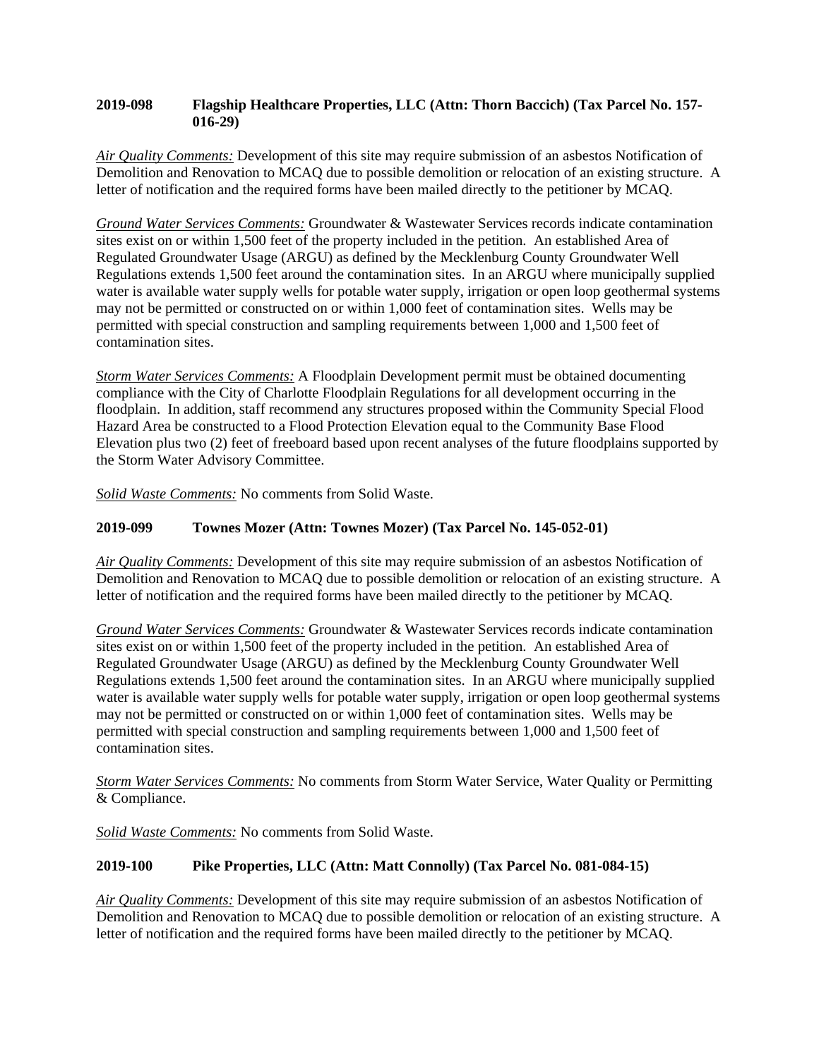**2019-098 Flagship Healthcare Properties, LLC (Attn: Thorn Baccich) (Tax Parcel No. 157-016-29)**

*Air Quality Comments:* Development of this site may require submission of an asbestos Notification of Demolition and Renovation to MCAQ due to possible demolition or relocation of an existing structure. A letter of notification and the required forms have been mailed directly to the petitioner by MCAQ.

*Ground Water Services Comments:* Groundwater & Wastewater Services records indicate contamination sites exist on or within 1,500 feet of the property included in the petition. An established Area of Regulated Groundwater Usage (ARGU) as defined by the Mecklenburg County Groundwater Well Regulations extends 1,500 feet around the contamination sites. In an ARGU where municipally supplied water is available water supply wells for potable water supply, irrigation or open loop geothermal systems may not be permitted or constructed on or within 1,000 feet of contamination sites. Wells may be permitted with special construction and sampling requirements between 1,000 and 1,500 feet of contamination sites.

*Storm Water Services Comments:* A Floodplain Development permit must be obtained documenting compliance with the City of Charlotte Floodplain Regulations for all development occurring in the floodplain. In addition, staff recommend any structures proposed within the Community Special Flood Hazard Area be constructed to a Flood Protection Elevation equal to the Community Base Flood Elevation plus two (2) feet of freeboard based upon recent analyses of the future floodplains supported by the Storm Water Advisory Committee.

*Solid Waste Comments:* No comments from Solid Waste.

**2019-099 Townes Mozer (Attn: Townes Mozer) (Tax Parcel No. 145-052-01)**

*Air Quality Comments:* Development of this site may require submission of an asbestos Notification of Demolition and Renovation to MCAQ due to possible demolition or relocation of an existing structure. A letter of notification and the required forms have been mailed directly to the petitioner by MCAQ.

*Ground Water Services Comments:* Groundwater & Wastewater Services records indicate contamination sites exist on or within 1,500 feet of the property included in the petition. An established Area of Regulated Groundwater Usage (ARGU) as defined by the Mecklenburg County Groundwater Well Regulations extends 1,500 feet around the contamination sites. In an ARGU where municipally supplied water is available water supply wells for potable water supply, irrigation or open loop geothermal systems may not be permitted or constructed on or within 1,000 feet of contamination sites. Wells may be permitted with special construction and sampling requirements between 1,000 and 1,500 feet of contamination sites.

*Storm Water Services Comments:* No comments from Storm Water Service, Water Quality or Permitting & Compliance.

*Solid Waste Comments:* No comments from Solid Waste.

**2019-100 Pike Properties, LLC (Attn: Matt Connolly) (Tax Parcel No. 081-084-15)**

*Air Quality Comments:* Development of this site may require submission of an asbestos Notification of Demolition and Renovation to MCAQ due to possible demolition or relocation of an existing structure. A letter of notification and the required forms have been mailed directly to the petitioner by MCAQ.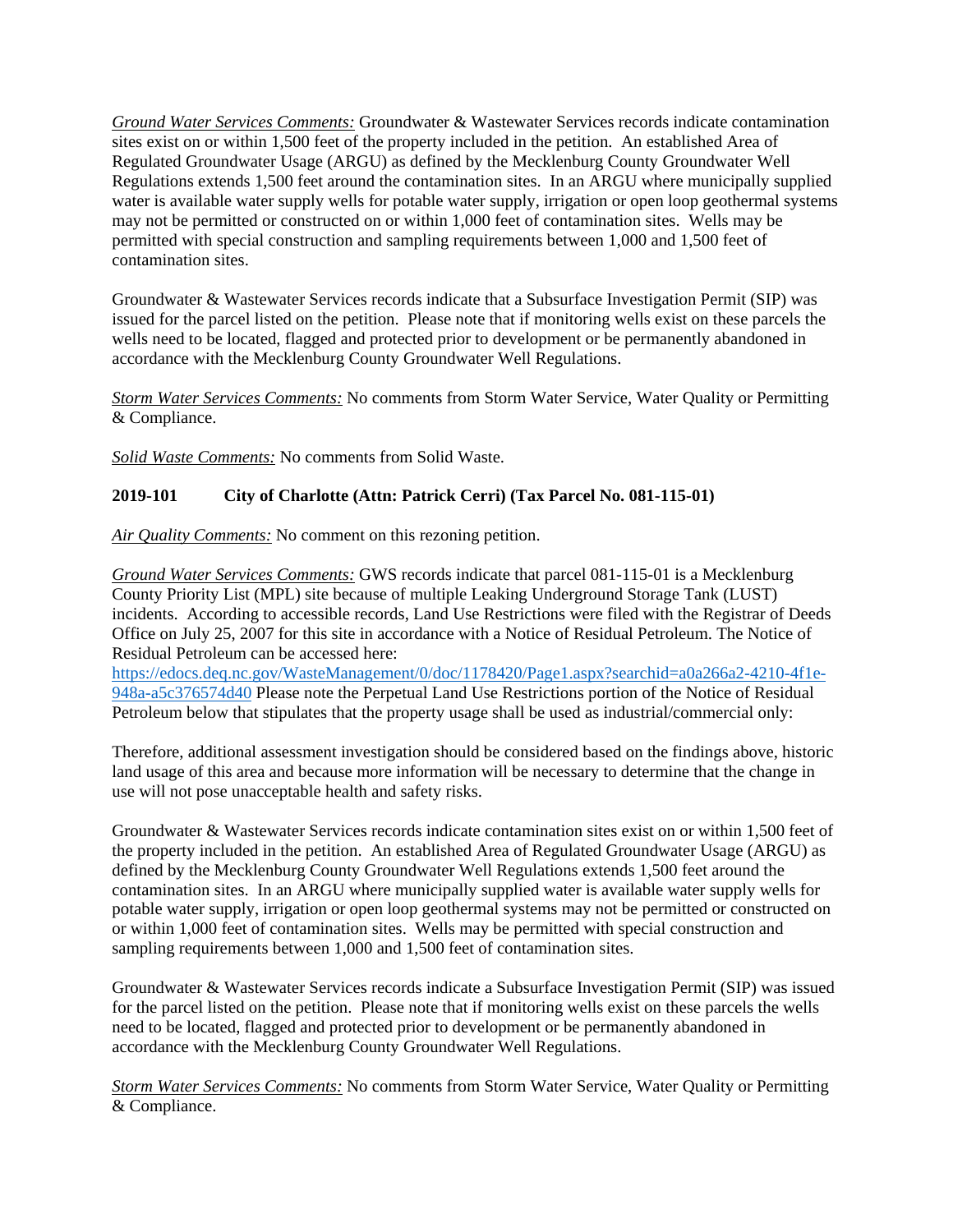*Ground Water Services Comments:* Groundwater & Wastewater Services records indicate contamination sites exist on or within 1,500 feet of the property included in the petition. An established Area of Regulated Groundwater Usage (ARGU) as defined by the Mecklenburg County Groundwater Well Regulations extends 1,500 feet around the contamination sites. In an ARGU where municipally supplied water is available water supply wells for potable water supply, irrigation or open loop geothermal systems may not be permitted or constructed on or within 1,000 feet of contamination sites. Wells may be permitted with special construction and sampling requirements between 1,000 and 1,500 feet of contamination sites.

Groundwater & Wastewater Services records indicate that a Subsurface Investigation Permit (SIP) was issued for the parcel listed on the petition. Please note that if monitoring wells exist on these parcels the wells need to be located, flagged and protected prior to development or be permanently abandoned in accordance with the Mecklenburg County Groundwater Well Regulations.

*Storm Water Services Comments:* No comments from Storm Water Service, Water Quality or Permitting & Compliance.

*Solid Waste Comments:* No comments from Solid Waste.

**2019-101 City of Charlotte (Attn: Patrick Cerri) (Tax Parcel No. 081-115-01)**

*Air Quality Comments:* No comment on this rezoning petition.

*Ground Water Services Comments:* GWS records indicate that parcel 081-115-01 is a Mecklenburg County Priority List (MPL) site because of multiple Leaking Underground Storage Tank (LUST) incidents. According to accessible records, Land Use Restrictions were filed with the Registrar of Deeds Office on July 25, 2007 for this site in accordance with a Notice of Residual Petroleum. The Notice of Residual Petroleum can be accessed here: https://edocs.deq.nc.gov/WasteManagement/0/doc/1178420/Page1.aspx?searchid=a0a266a2-4210-4f1e-948a-a5c376574d40 Please note the Perpetual Land Use Restrictions portion of the Notice of Residual Petroleum below that stipulates that the property usage shall be used as industrial/commercial only:

Therefore, additional assessment investigation should be considered based on the findings above, historic land usage of this area and because more information will be necessary to determine that the change in use will not pose unacceptable health and safety risks.

Groundwater & Wastewater Services records indicate contamination sites exist on or within 1,500 feet of the property included in the petition. An established Area of Regulated Groundwater Usage (ARGU) as defined by the Mecklenburg County Groundwater Well Regulations extends 1,500 feet around the contamination sites. In an ARGU where municipally supplied water is available water supply wells for potable water supply, irrigation or open loop geothermal systems may not be permitted or constructed on or within 1,000 feet of contamination sites. Wells may be permitted with special construction and sampling requirements between 1,000 and 1,500 feet of contamination sites.

Groundwater & Wastewater Services records indicate a Subsurface Investigation Permit (SIP) was issued for the parcel listed on the petition. Please note that if monitoring wells exist on these parcels the wells need to be located, flagged and protected prior to development or be permanently abandoned in accordance with the Mecklenburg County Groundwater Well Regulations.

*Storm Water Services Comments:* No comments from Storm Water Service, Water Quality or Permitting & Compliance.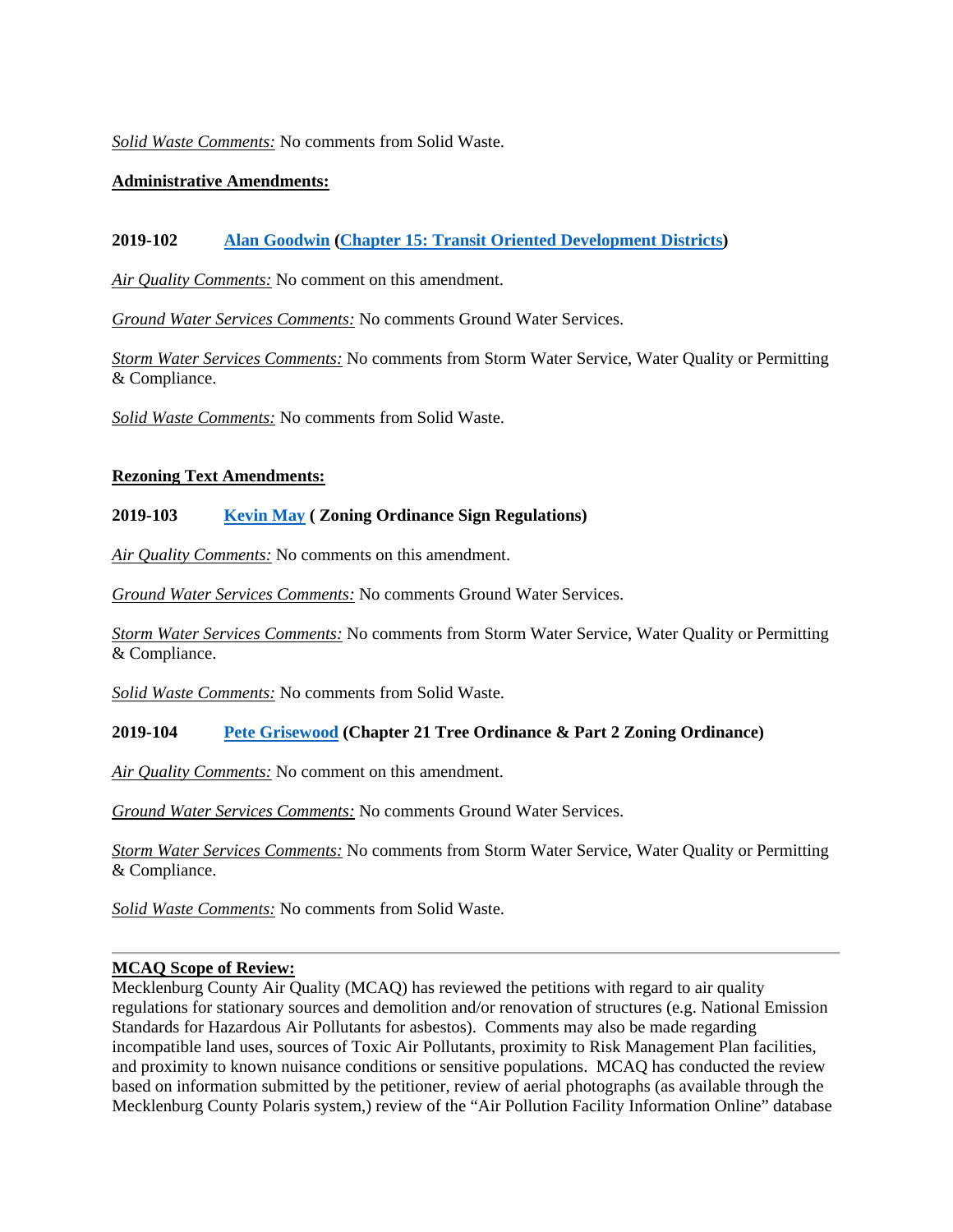*Solid Waste Comments:* No comments from Solid Waste.

**Administrative Amendments:**

**2019-102 Alan Goodwin (Chapter 15: Transit Oriented Development Districts)**

*Air Quality Comments:* No comment on this amendment.

*Ground Water Services Comments:* No comments Ground Water Services.

*Storm Water Services Comments:* No comments from Storm Water Service, Water Quality or Permitting & Compliance.

*Solid Waste Comments:* No comments from Solid Waste.

**Rezoning Text Amendments:**

**2019-103 Kevin May ( Zoning Ordinance Sign Regulations)**

*Air Quality Comments:* No comments on this amendment.

*Ground Water Services Comments:* No comments Ground Water Services.

*Storm Water Services Comments:* No comments from Storm Water Service, Water Quality or Permitting & Compliance.

*Solid Waste Comments:* No comments from Solid Waste.

**2019-104 Pete Grisewood (Chapter 21 Tree Ordinance & Part 2 Zoning Ordinance)**

*Air Quality Comments:* No comment on this amendment.

*Ground Water Services Comments:* No comments Ground Water Services.

*Storm Water Services Comments:* No comments from Storm Water Service, Water Quality or Permitting & Compliance.

*Solid Waste Comments:* No comments from Solid Waste.

---

**MCAQ Scope of Review:**
Mecklenburg County Air Quality (MCAQ) has reviewed the petitions with regard to air quality regulations for stationary sources and demolition and/or renovation of structures (e.g. National Emission Standards for Hazardous Air Pollutants for asbestos). Comments may also be made regarding incompatible land uses, sources of Toxic Air Pollutants, proximity to Risk Management Plan facilities, and proximity to known nuisance conditions or sensitive populations. MCAQ has conducted the review based on information submitted by the petitioner, review of aerial photographs (as available through the Mecklenburg County Polaris system,) review of the "Air Pollution Facility Information Online" database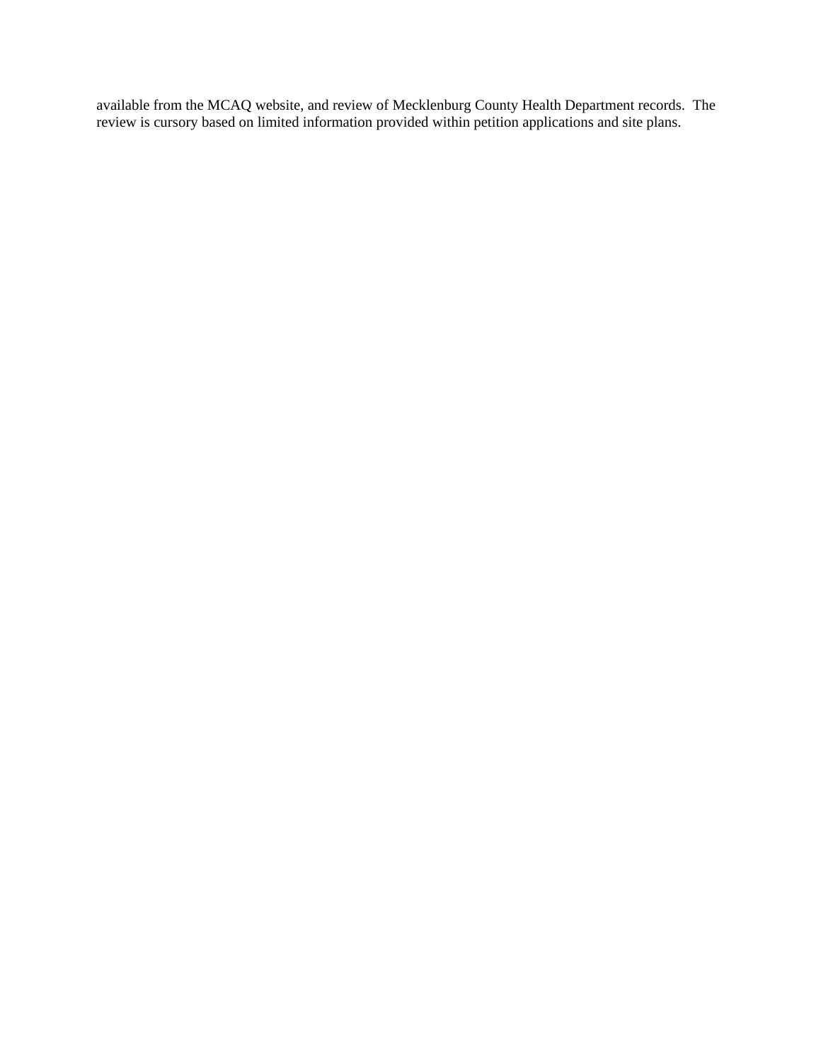available from the MCAQ website, and review of Mecklenburg County Health Department records. The review is cursory based on limited information provided within petition applications and site plans.